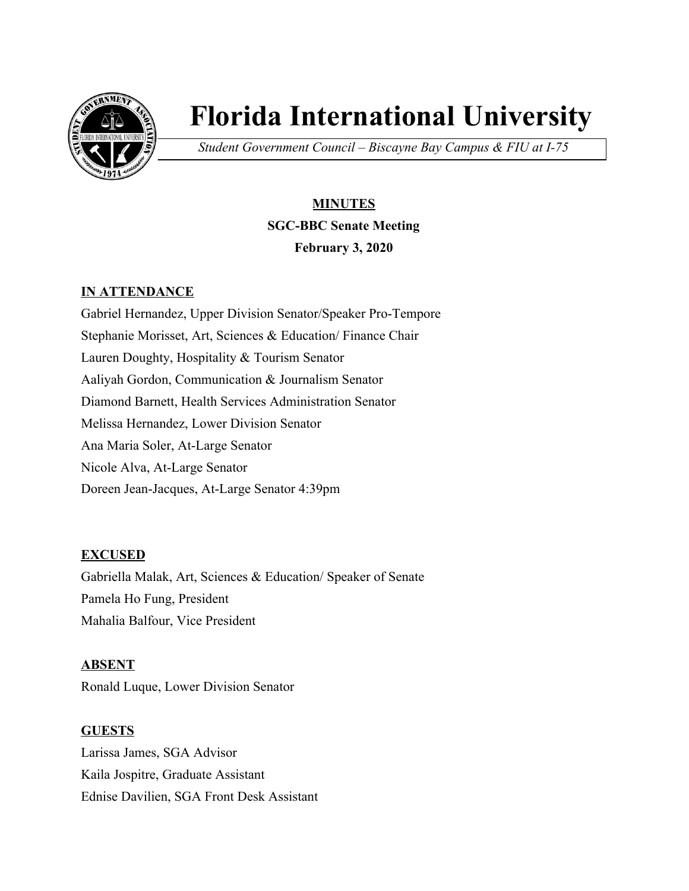# Florida International University

*Student Government Council – Biscayne Bay Campus & FIU at I-75*

**MINUTES**

**SGC-BBC Senate Meeting**

**February 3, 2020**

## IN ATTENDANCE

Gabriel Hernandez, Upper Division Senator/Speaker Pro-Tempore
Stephanie Morisset, Art, Sciences & Education/ Finance Chair
Lauren Doughty, Hospitality & Tourism Senator
Aaliyah Gordon, Communication & Journalism Senator
Diamond Barnett, Health Services Administration Senator
Melissa Hernandez, Lower Division Senator
Ana Maria Soler, At-Large Senator
Nicole Alva, At-Large Senator
Doreen Jean-Jacques, At-Large Senator 4:39pm

## EXCUSED

Gabriella Malak, Art, Sciences & Education/ Speaker of Senate
Pamela Ho Fung, President
Mahalia Balfour, Vice President

## ABSENT

Ronald Luque, Lower Division Senator

## GUESTS

Larissa James, SGA Advisor
Kaila Jospitre, Graduate Assistant
Ednise Davilien, SGA Front Desk Assistant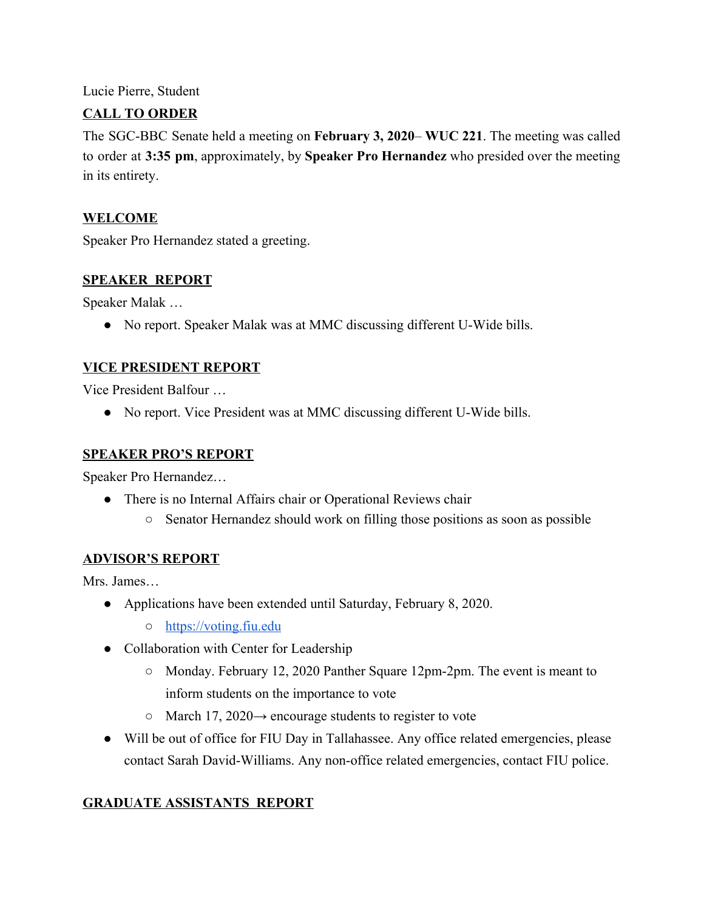Lucie Pierre, Student

## CALL TO ORDER

The SGC-BBC Senate held a meeting on **February 3, 2020**– **WUC 221**. The meeting was called to order at **3:35 pm**, approximately, by **Speaker Pro Hernandez** who presided over the meeting in its entirety.

## WELCOME

Speaker Pro Hernandez stated a greeting.

## SPEAKER REPORT

Speaker Malak …

- No report. Speaker Malak was at MMC discussing different U-Wide bills.

## VICE PRESIDENT REPORT

Vice President Balfour …

- No report. Vice President was at MMC discussing different U-Wide bills.

## SPEAKER PRO'S REPORT

Speaker Pro Hernandez…

- There is no Internal Affairs chair or Operational Reviews chair
  - Senator Hernandez should work on filling those positions as soon as possible

## ADVISOR'S REPORT

Mrs. James…

- Applications have been extended until Saturday, February 8, 2020.
  - https://voting.fiu.edu
- Collaboration with Center for Leadership
  - Monday. February 12, 2020 Panther Square 12pm-2pm. The event is meant to inform students on the importance to vote
  - March 17, 2020→ encourage students to register to vote
- Will be out of office for FIU Day in Tallahassee. Any office related emergencies, please contact Sarah David-Williams. Any non-office related emergencies, contact FIU police.

## GRADUATE ASSISTANTS REPORT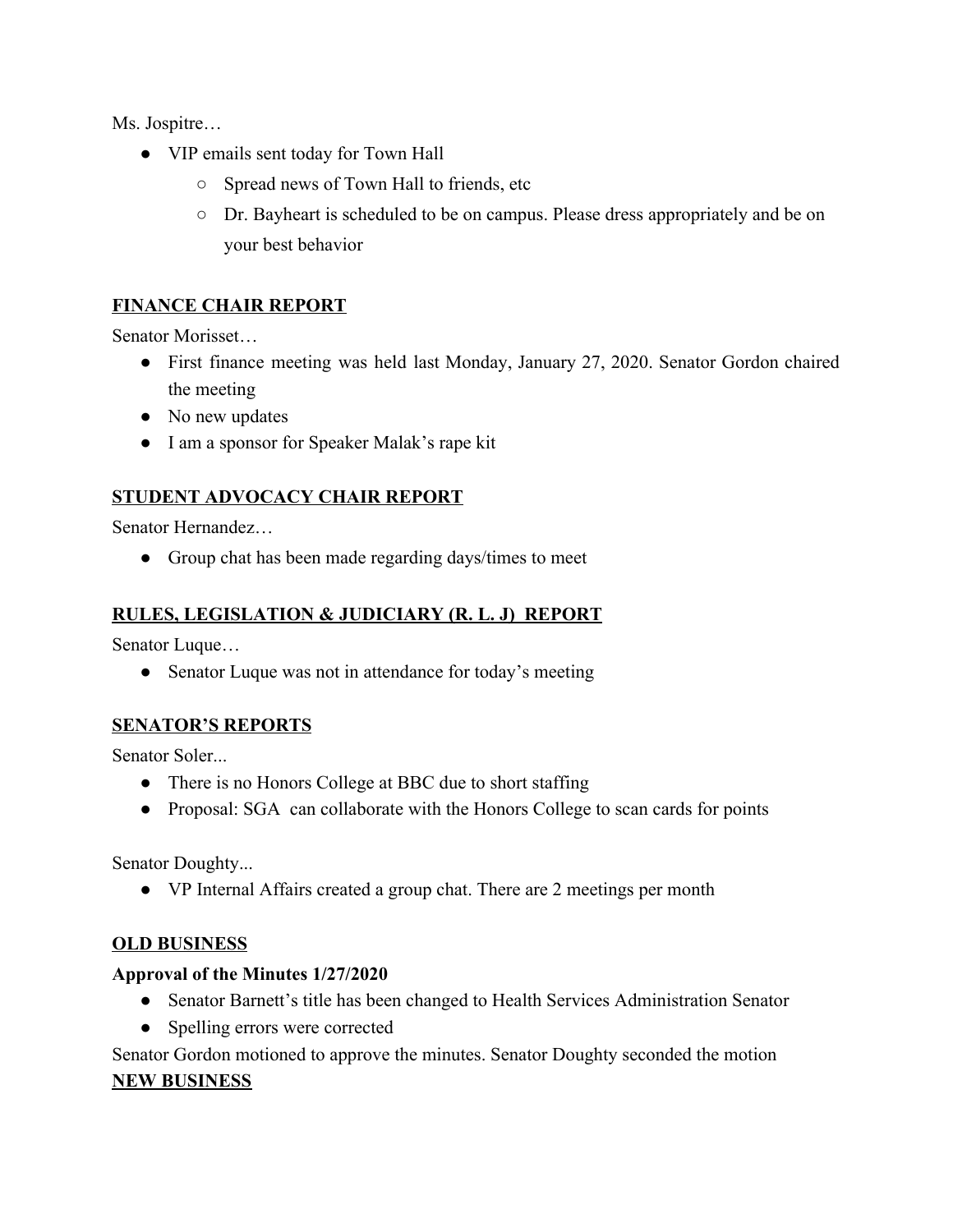Ms. Jospitre…

- VIP emails sent today for Town Hall
    - Spread news of Town Hall to friends, etc
    - Dr. Bayheart is scheduled to be on campus. Please dress appropriately and be on your best behavior

## **FINANCE CHAIR REPORT**

Senator Morisset…

- First finance meeting was held last Monday, January 27, 2020. Senator Gordon chaired the meeting
- No new updates
- I am a sponsor for Speaker Malak's rape kit

## **STUDENT ADVOCACY CHAIR REPORT**

Senator Hernandez…

- Group chat has been made regarding days/times to meet

## **RULES, LEGISLATION & JUDICIARY (R. L. J) REPORT**

Senator Luque…

- Senator Luque was not in attendance for today's meeting

## **SENATOR'S REPORTS**

Senator Soler...

- There is no Honors College at BBC due to short staffing
- Proposal: SGA can collaborate with the Honors College to scan cards for points

Senator Doughty...

- VP Internal Affairs created a group chat. There are 2 meetings per month

## **OLD BUSINESS**

**Approval of the Minutes 1/27/2020**

- Senator Barnett's title has been changed to Health Services Administration Senator
- Spelling errors were corrected

Senator Gordon motioned to approve the minutes. Senator Doughty seconded the motion

## **NEW BUSINESS**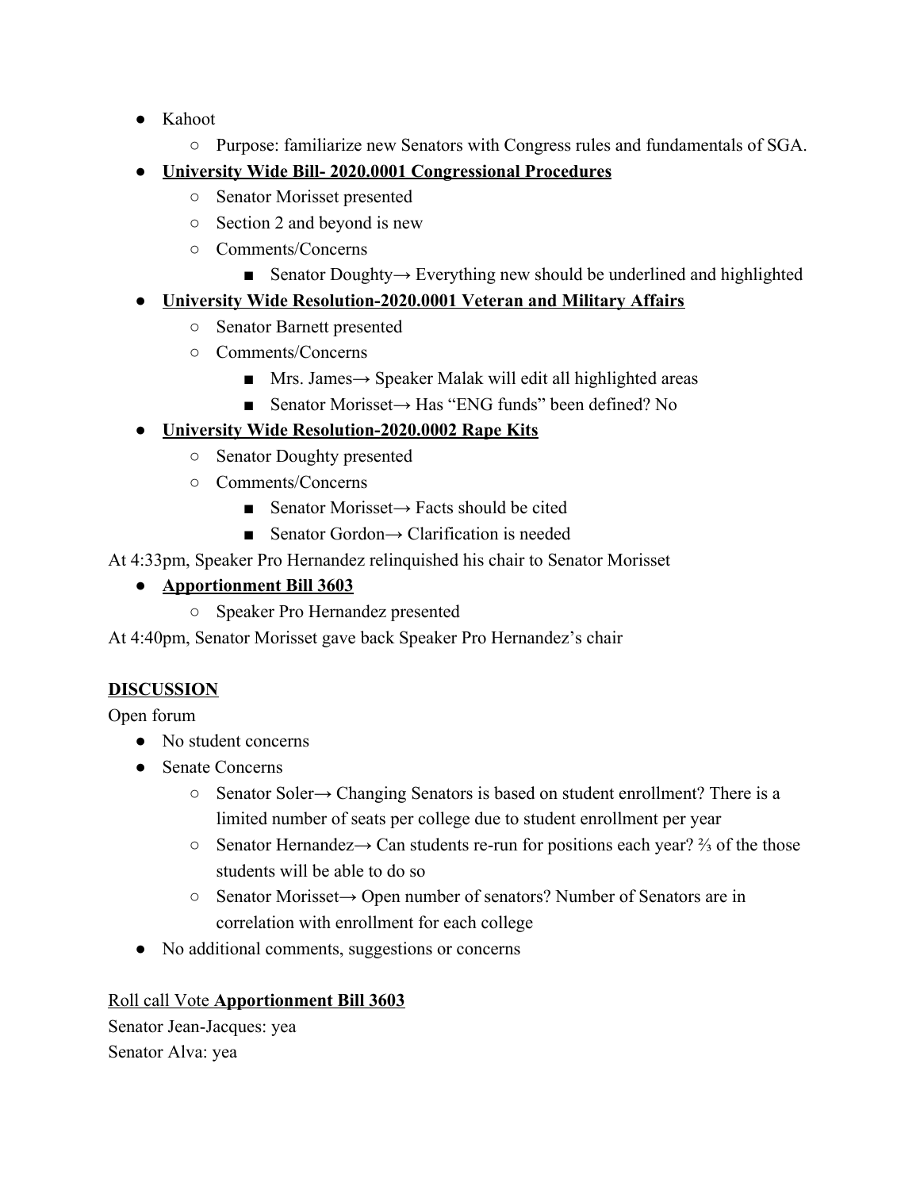- Kahoot
  - Purpose: familiarize new Senators with Congress rules and fundamentals of SGA.
- **University Wide Bill- 2020.0001 Congressional Procedures**
  - Senator Morisset presented
  - Section 2 and beyond is new
  - Comments/Concerns
    - Senator Doughty→ Everything new should be underlined and highlighted
- **University Wide Resolution-2020.0001 Veteran and Military Affairs**
  - Senator Barnett presented
  - Comments/Concerns
    - Mrs. James→ Speaker Malak will edit all highlighted areas
    - Senator Morisset→ Has "ENG funds" been defined? No
- **University Wide Resolution-2020.0002 Rape Kits**
  - Senator Doughty presented
  - Comments/Concerns
    - Senator Morisset→ Facts should be cited
    - Senator Gordon→ Clarification is needed

At 4:33pm, Speaker Pro Hernandez relinquished his chair to Senator Morisset

- **Apportionment Bill 3603**
  - Speaker Pro Hernandez presented

At 4:40pm, Senator Morisset gave back Speaker Pro Hernandez's chair

**DISCUSSION**

Open forum

- No student concerns
- Senate Concerns
  - Senator Soler→ Changing Senators is based on student enrollment? There is a limited number of seats per college due to student enrollment per year
  - Senator Hernandez→ Can students re-run for positions each year? ⅔ of the those students will be able to do so
  - Senator Morisset→ Open number of senators? Number of Senators are in correlation with enrollment for each college
- No additional comments, suggestions or concerns

Roll call Vote **Apportionment Bill 3603**

Senator Jean-Jacques: yea

Senator Alva: yea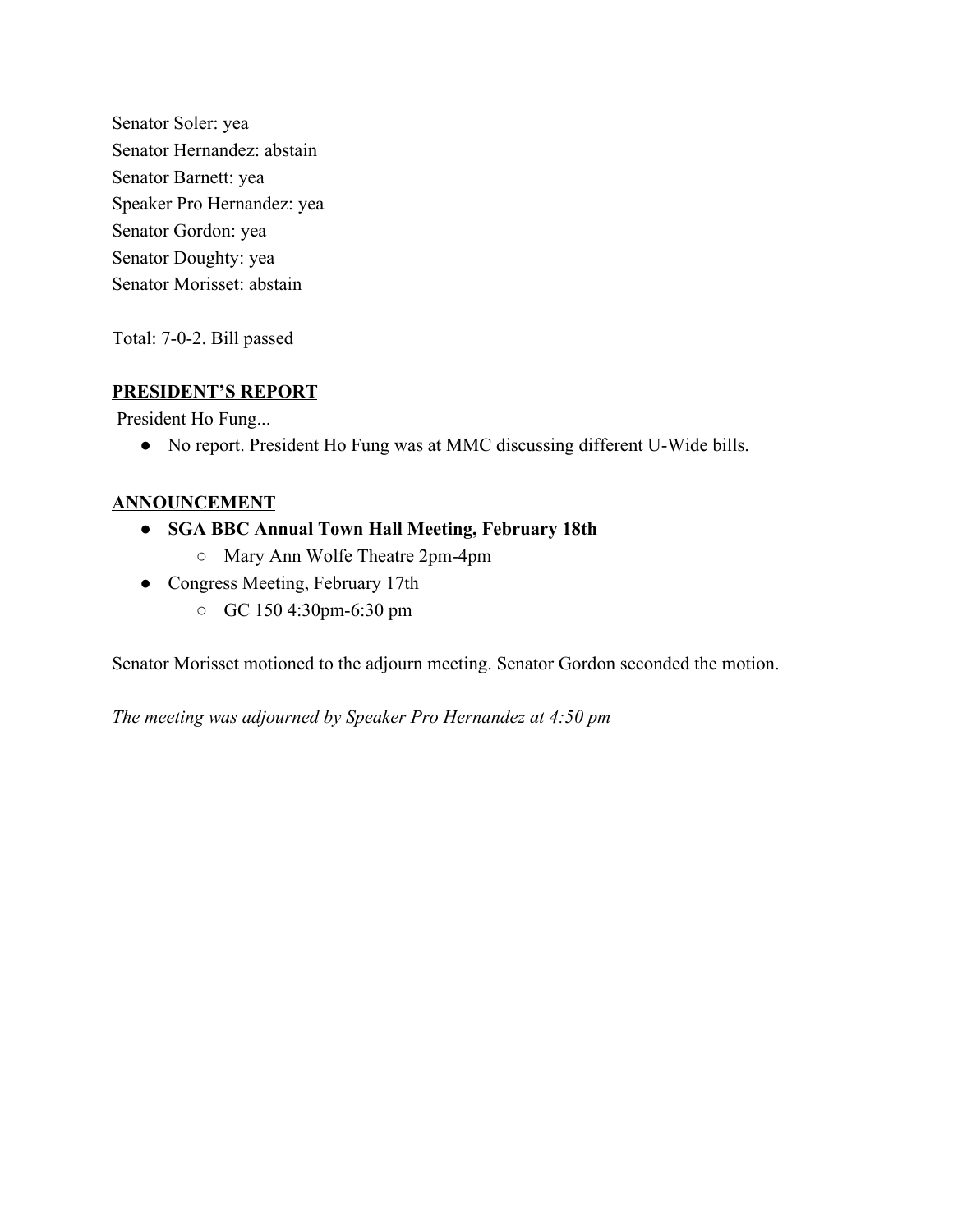Senator Soler: yea
Senator Hernandez: abstain
Senator Barnett: yea
Speaker Pro Hernandez: yea
Senator Gordon: yea
Senator Doughty: yea
Senator Morisset: abstain

Total: 7-0-2. Bill passed

## PRESIDENT'S REPORT

President Ho Fung...

- No report. President Ho Fung was at MMC discussing different U-Wide bills.

## ANNOUNCEMENT

- **SGA BBC Annual Town Hall Meeting, February 18th**
  - Mary Ann Wolfe Theatre 2pm-4pm
- Congress Meeting, February 17th
  - GC 150 4:30pm-6:30 pm

Senator Morisset motioned to the adjourn meeting. Senator Gordon seconded the motion.

*The meeting was adjourned by Speaker Pro Hernandez at 4:50 pm*